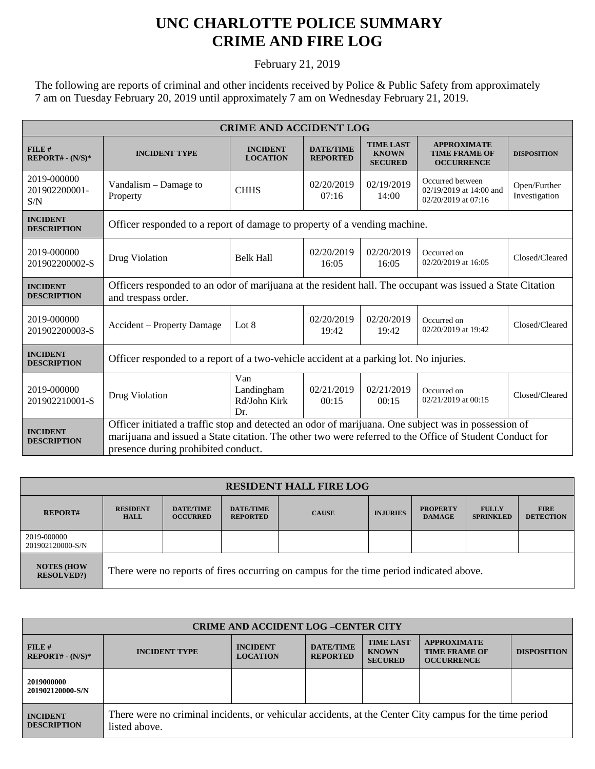# UNC CHARLOTTE POLICE SUMMARY
# CRIME AND FIRE LOG

February 21, 2019

The following are reports of criminal and other incidents received by Police & Public Safety from approximately 7 am on Tuesday February 20, 2019 until approximately 7 am on Wednesday February 21, 2019.

| CRIME AND ACCIDENT LOG | | | | | | |
|---|---|---|---|---|---|---|
| **FILE # REPORT# - (N/S)*** | **INCIDENT TYPE** | **INCIDENT LOCATION** | **DATE/TIME REPORTED** | **TIME LAST KNOWN SECURED** | **APPROXIMATE TIME FRAME OF OCCURRENCE** | **DISPOSITION** |
| 2019-000000 201902200001-S/N | Vandalism – Damage to Property | CHHS | 02/20/2019 07:16 | 02/19/2019 14:00 | Occurred between 02/19/2019 at 14:00 and 02/20/2019 at 07:16 | Open/Further Investigation |
| **INCIDENT DESCRIPTION** | Officer responded to a report of damage to property of a vending machine. | | | | | |
| 2019-000000 201902200002-S | Drug Violation | Belk Hall | 02/20/2019 16:05 | 02/20/2019 16:05 | Occurred on 02/20/2019 at 16:05 | Closed/Cleared |
| **INCIDENT DESCRIPTION** | Officers responded to an odor of marijuana at the resident hall. The occupant was issued a State Citation and trespass order. | | | | | |
| 2019-000000 201902200003-S | Accident – Property Damage | Lot 8 | 02/20/2019 19:42 | 02/20/2019 19:42 | Occurred on 02/20/2019 at 19:42 | Closed/Cleared |
| **INCIDENT DESCRIPTION** | Officer responded to a report of a two-vehicle accident at a parking lot. No injuries. | | | | | |
| 2019-000000 201902210001-S | Drug Violation | Van Landingham Rd/John Kirk Dr. | 02/21/2019 00:15 | 02/21/2019 00:15 | Occurred on 02/21/2019 at 00:15 | Closed/Cleared |
| **INCIDENT DESCRIPTION** | Officer initiated a traffic stop and detected an odor of marijuana. One subject was in possession of marijuana and issued a State citation. The other two were referred to the Office of Student Conduct for presence during prohibited conduct. | | | | | |

| RESIDENT HALL FIRE LOG | | | | | | | | |
|---|---|---|---|---|---|---|---|---|
| **REPORT#** | **RESIDENT HALL** | **DATE/TIME OCCURRED** | **DATE/TIME REPORTED** | **CAUSE** | **INJURIES** | **PROPERTY DAMAGE** | **FULLY SPRINKLED** | **FIRE DETECTION** |
| 2019-000000 201902120000-S/N | | | | | | | | |
| **NOTES (HOW RESOLVED?)** | There were no reports of fires occurring on campus for the time period indicated above. | | | | | | | |

| CRIME AND ACCIDENT LOG –CENTER CITY | | | | | | |
|---|---|---|---|---|---|---|
| **FILE # REPORT# - (N/S)*** | **INCIDENT TYPE** | **INCIDENT LOCATION** | **DATE/TIME REPORTED** | **TIME LAST KNOWN SECURED** | **APPROXIMATE TIME FRAME OF OCCURRENCE** | **DISPOSITION** |
| **2019000000 201902120000-S/N** | | | | | | |
| **INCIDENT DESCRIPTION** | There were no criminal incidents, or vehicular accidents, at the Center City campus for the time period listed above. | | | | | |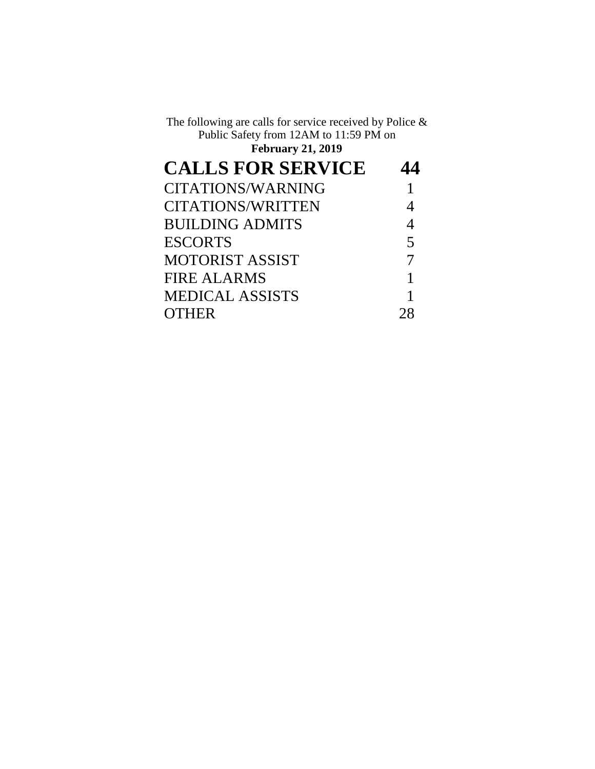The following are calls for service received by Police & Public Safety from 12AM to 11:59 PM on

**February 21, 2019**

| | |
|---|---|
| **CALLS FOR SERVICE** | **44** |
| CITATIONS/WARNING | 1 |
| CITATIONS/WRITTEN | 4 |
| BUILDING ADMITS | 4 |
| ESCORTS | 5 |
| MOTORIST ASSIST | 7 |
| FIRE ALARMS | 1 |
| MEDICAL ASSISTS | 1 |
| OTHER | 28 |